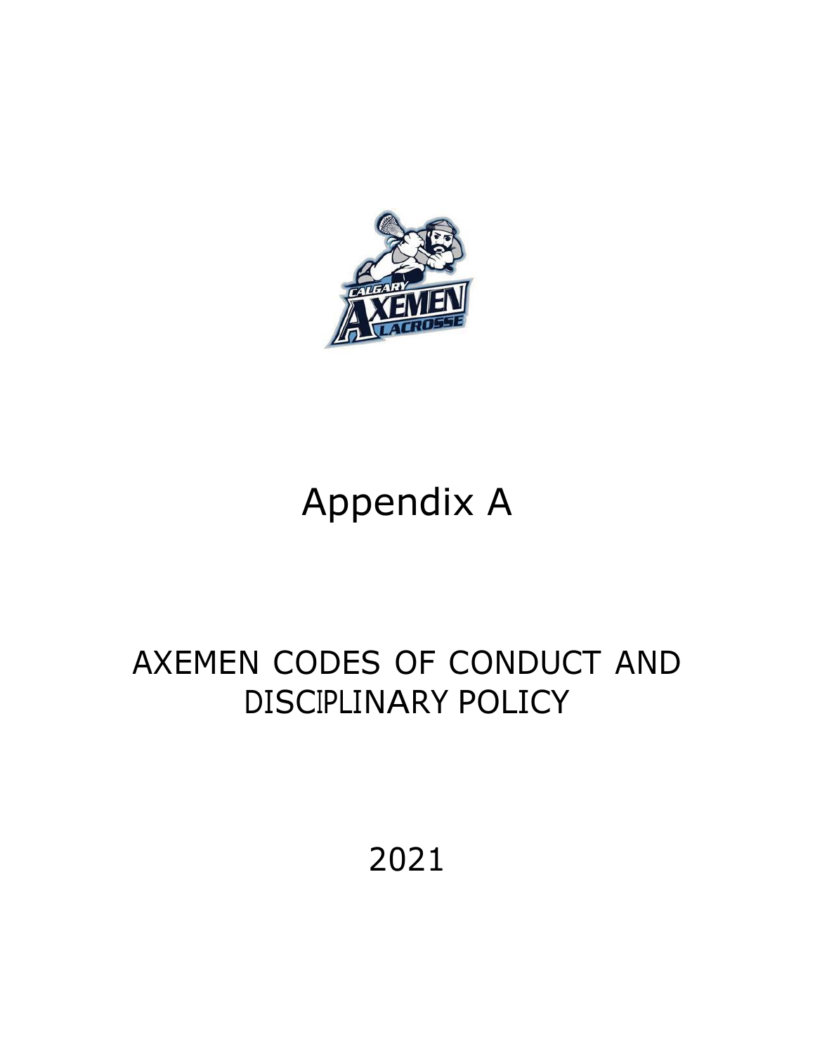# Appendix A

## AXEMEN CODES OF CONDUCT AND DISCIPLINARY POLICY

2021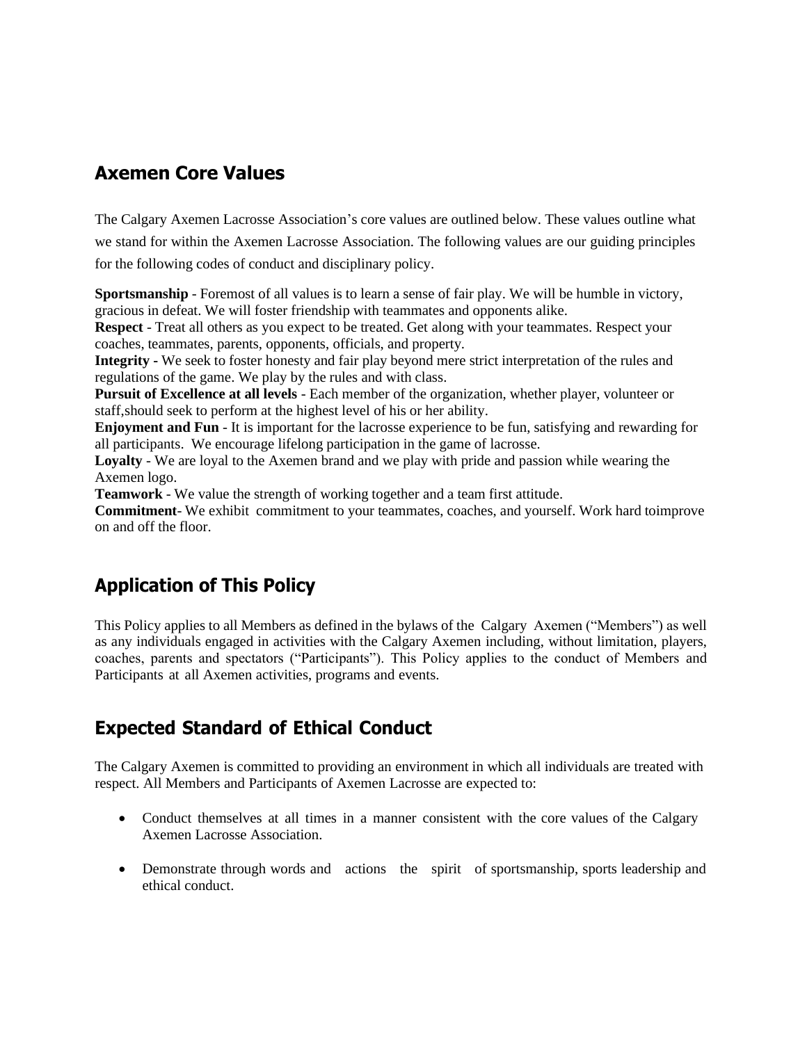## Axemen Core Values

The Calgary Axemen Lacrosse Association's core values are outlined below. These values outline what we stand for within the Axemen Lacrosse Association. The following values are our guiding principles for the following codes of conduct and disciplinary policy.

**Sportsmanship** - Foremost of all values is to learn a sense of fair play. We will be humble in victory, gracious in defeat. We will foster friendship with teammates and opponents alike.
**Respect** - Treat all others as you expect to be treated. Get along with your teammates. Respect your coaches, teammates, parents, opponents, officials, and property.
**Integrity -** We seek to foster honesty and fair play beyond mere strict interpretation of the rules and regulations of the game. We play by the rules and with class.
**Pursuit of Excellence at all levels** - Each member of the organization, whether player, volunteer or staff,should seek to perform at the highest level of his or her ability.
**Enjoyment and Fun** - It is important for the lacrosse experience to be fun, satisfying and rewarding for all participants. We encourage lifelong participation in the game of lacrosse.
**Loyalty** - We are loyal to the Axemen brand and we play with pride and passion while wearing the Axemen logo.
**Teamwork** - We value the strength of working together and a team first attitude.
**Commitment**- We exhibit commitment to your teammates, coaches, and yourself. Work hard toimprove on and off the floor.

## Application of This Policy

This Policy applies to all Members as defined in the bylaws of the Calgary Axemen ("Members") as well as any individuals engaged in activities with the Calgary Axemen including, without limitation, players, coaches, parents and spectators ("Participants"). This Policy applies to the conduct of Members and Participants at all Axemen activities, programs and events.

## Expected Standard of Ethical Conduct

The Calgary Axemen is committed to providing an environment in which all individuals are treated with respect. All Members and Participants of Axemen Lacrosse are expected to:

- Conduct themselves at all times in a manner consistent with the core values of the Calgary Axemen Lacrosse Association.
- Demonstrate through words and actions the spirit of sportsmanship, sports leadership and ethical conduct.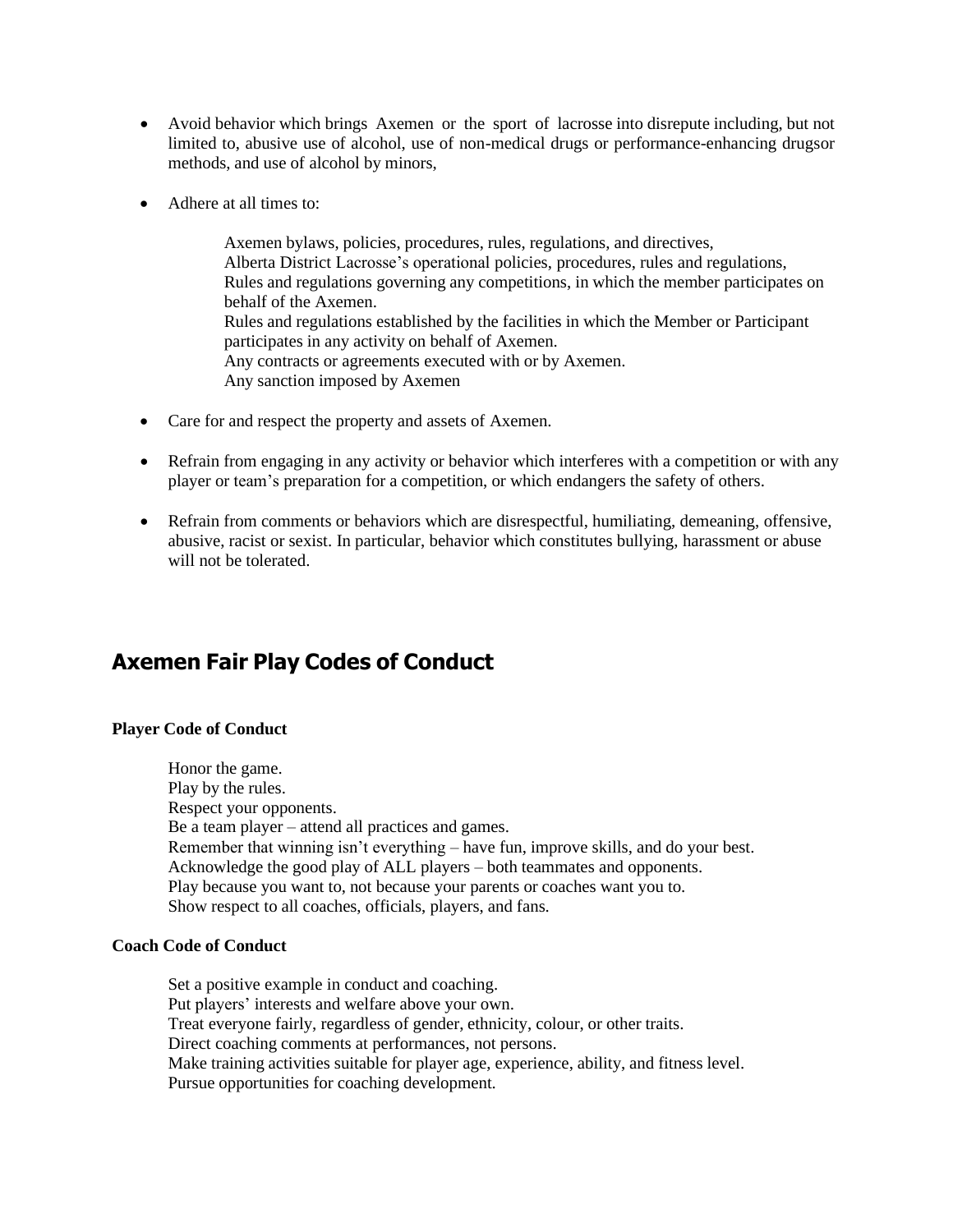- Avoid behavior which brings Axemen or the sport of lacrosse into disrepute including, but not limited to, abusive use of alcohol, use of non-medical drugs or performance-enhancing drugsor methods, and use of alcohol by minors,

- Adhere at all times to:

  Axemen bylaws, policies, procedures, rules, regulations, and directives,
  Alberta District Lacrosse's operational policies, procedures, rules and regulations,
  Rules and regulations governing any competitions, in which the member participates on behalf of the Axemen.
  Rules and regulations established by the facilities in which the Member or Participant participates in any activity on behalf of Axemen.
  Any contracts or agreements executed with or by Axemen.
  Any sanction imposed by Axemen

- Care for and respect the property and assets of Axemen.

- Refrain from engaging in any activity or behavior which interferes with a competition or with any player or team's preparation for a competition, or which endangers the safety of others.

- Refrain from comments or behaviors which are disrespectful, humiliating, demeaning, offensive, abusive, racist or sexist. In particular, behavior which constitutes bullying, harassment or abuse will not be tolerated.

## Axemen Fair Play Codes of Conduct

**Player Code of Conduct**

Honor the game.
Play by the rules.
Respect your opponents.
Be a team player – attend all practices and games.
Remember that winning isn't everything – have fun, improve skills, and do your best.
Acknowledge the good play of ALL players – both teammates and opponents.
Play because you want to, not because your parents or coaches want you to.
Show respect to all coaches, officials, players, and fans.

**Coach Code of Conduct**

Set a positive example in conduct and coaching.
Put players' interests and welfare above your own.
Treat everyone fairly, regardless of gender, ethnicity, colour, or other traits.
Direct coaching comments at performances, not persons.
Make training activities suitable for player age, experience, ability, and fitness level.
Pursue opportunities for coaching development.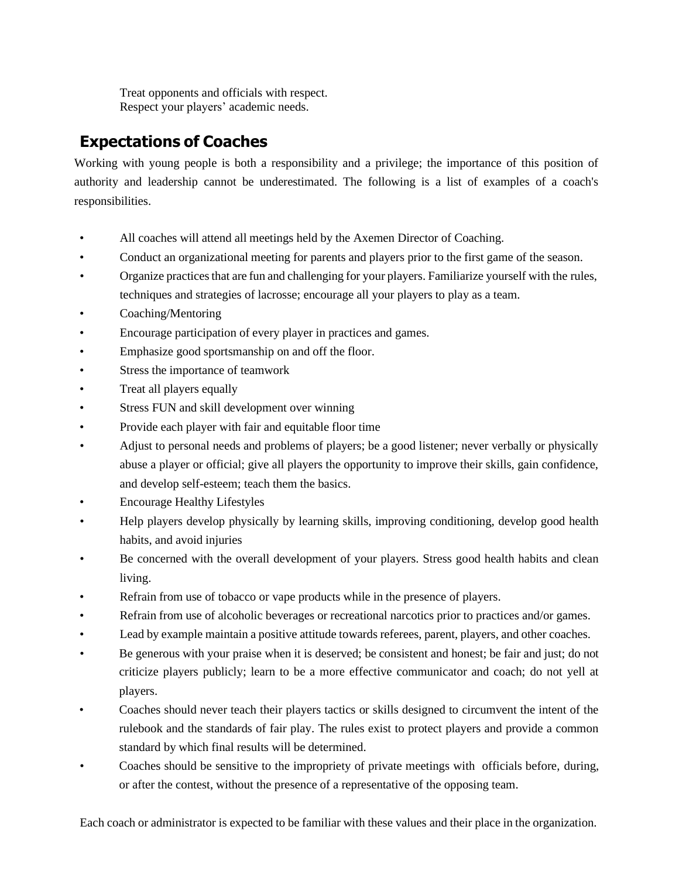Treat opponents and officials with respect.
Respect your players' academic needs.

## Expectations of Coaches

Working with young people is both a responsibility and a privilege; the importance of this position of authority and leadership cannot be underestimated. The following is a list of examples of a coach's responsibilities.

- All coaches will attend all meetings held by the Axemen Director of Coaching.
- Conduct an organizational meeting for parents and players prior to the first game of the season.
- Organize practices that are fun and challenging for your players. Familiarize yourself with the rules, techniques and strategies of lacrosse; encourage all your players to play as a team.
- Coaching/Mentoring
- Encourage participation of every player in practices and games.
- Emphasize good sportsmanship on and off the floor.
- Stress the importance of teamwork
- Treat all players equally
- Stress FUN and skill development over winning
- Provide each player with fair and equitable floor time
- Adjust to personal needs and problems of players; be a good listener; never verbally or physically abuse a player or official; give all players the opportunity to improve their skills, gain confidence, and develop self-esteem; teach them the basics.
- Encourage Healthy Lifestyles
- Help players develop physically by learning skills, improving conditioning, develop good health habits, and avoid injuries
- Be concerned with the overall development of your players. Stress good health habits and clean living.
- Refrain from use of tobacco or vape products while in the presence of players.
- Refrain from use of alcoholic beverages or recreational narcotics prior to practices and/or games.
- Lead by example maintain a positive attitude towards referees, parent, players, and other coaches.
- Be generous with your praise when it is deserved; be consistent and honest; be fair and just; do not criticize players publicly; learn to be a more effective communicator and coach; do not yell at players.
- Coaches should never teach their players tactics or skills designed to circumvent the intent of the rulebook and the standards of fair play. The rules exist to protect players and provide a common standard by which final results will be determined.
- Coaches should be sensitive to the impropriety of private meetings with officials before, during, or after the contest, without the presence of a representative of the opposing team.

Each coach or administrator is expected to be familiar with these values and their place in the organization.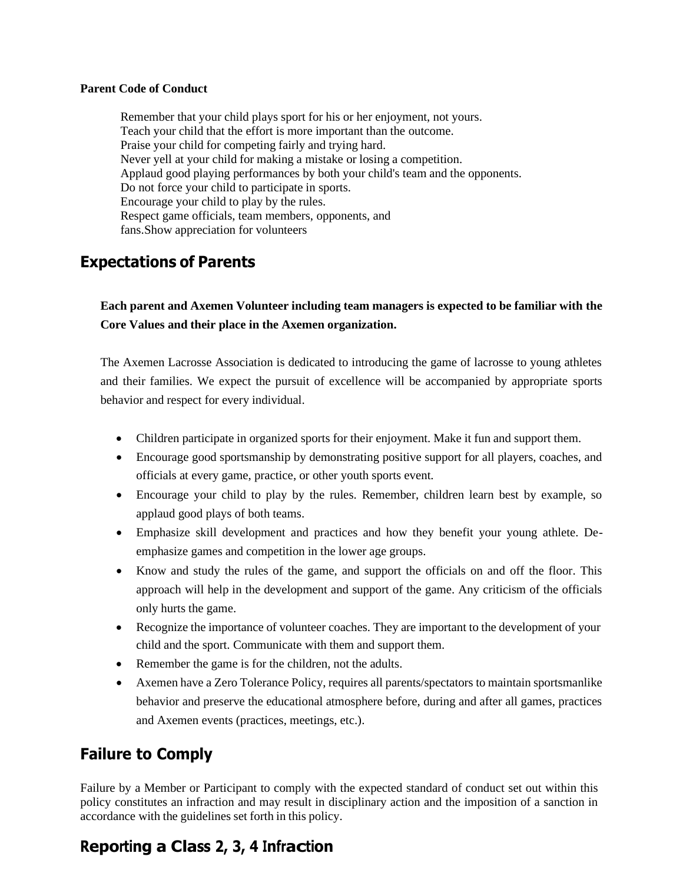**Parent Code of Conduct**

Remember that your child plays sport for his or her enjoyment, not yours.
Teach your child that the effort is more important than the outcome.
Praise your child for competing fairly and trying hard.
Never yell at your child for making a mistake or losing a competition.
Applaud good playing performances by both your child's team and the opponents.
Do not force your child to participate in sports.
Encourage your child to play by the rules.
Respect game officials, team members, opponents, and fans.Show appreciation for volunteers

## Expectations of Parents

**Each parent and Axemen Volunteer including team managers is expected to be familiar with the Core Values and their place in the Axemen organization.**

The Axemen Lacrosse Association is dedicated to introducing the game of lacrosse to young athletes and their families. We expect the pursuit of excellence will be accompanied by appropriate sports behavior and respect for every individual.

- Children participate in organized sports for their enjoyment. Make it fun and support them.
- Encourage good sportsmanship by demonstrating positive support for all players, coaches, and officials at every game, practice, or other youth sports event.
- Encourage your child to play by the rules. Remember, children learn best by example, so applaud good plays of both teams.
- Emphasize skill development and practices and how they benefit your young athlete. De-emphasize games and competition in the lower age groups.
- Know and study the rules of the game, and support the officials on and off the floor. This approach will help in the development and support of the game. Any criticism of the officials only hurts the game.
- Recognize the importance of volunteer coaches. They are important to the development of your child and the sport. Communicate with them and support them.
- Remember the game is for the children, not the adults.
- Axemen have a Zero Tolerance Policy, requires all parents/spectators to maintain sportsmanlike behavior and preserve the educational atmosphere before, during and after all games, practices and Axemen events (practices, meetings, etc.).

## Failure to Comply

Failure by a Member or Participant to comply with the expected standard of conduct set out within this policy constitutes an infraction and may result in disciplinary action and the imposition of a sanction in accordance with the guidelines set forth in this policy.

## Reporting a Class 2, 3, 4 Infraction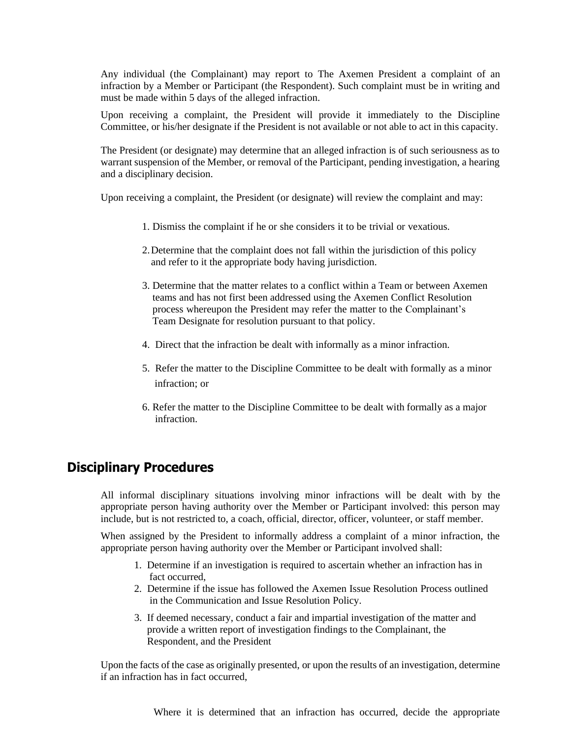Any individual (the Complainant) may report to The Axemen President a complaint of an infraction by a Member or Participant (the Respondent). Such complaint must be in writing and must be made within 5 days of the alleged infraction.

Upon receiving a complaint, the President will provide it immediately to the Discipline Committee, or his/her designate if the President is not available or not able to act in this capacity.

The President (or designate) may determine that an alleged infraction is of such seriousness as to warrant suspension of the Member, or removal of the Participant, pending investigation, a hearing and a disciplinary decision.

Upon receiving a complaint, the President (or designate) will review the complaint and may:

1. Dismiss the complaint if he or she considers it to be trivial or vexatious.
2. Determine that the complaint does not fall within the jurisdiction of this policy and refer to it the appropriate body having jurisdiction.
3. Determine that the matter relates to a conflict within a Team or between Axemen teams and has not first been addressed using the Axemen Conflict Resolution process whereupon the President may refer the matter to the Complainant's Team Designate for resolution pursuant to that policy.
4. Direct that the infraction be dealt with informally as a minor infraction.
5. Refer the matter to the Discipline Committee to be dealt with formally as a minor infraction; or
6. Refer the matter to the Discipline Committee to be dealt with formally as a major infraction.

## Disciplinary Procedures

All informal disciplinary situations involving minor infractions will be dealt with by the appropriate person having authority over the Member or Participant involved: this person may include, but is not restricted to, a coach, official, director, officer, volunteer, or staff member.

When assigned by the President to informally address a complaint of a minor infraction, the appropriate person having authority over the Member or Participant involved shall:

1. Determine if an investigation is required to ascertain whether an infraction has in fact occurred,
2. Determine if the issue has followed the Axemen Issue Resolution Process outlined in the Communication and Issue Resolution Policy.
3. If deemed necessary, conduct a fair and impartial investigation of the matter and provide a written report of investigation findings to the Complainant, the Respondent, and the President

Upon the facts of the case as originally presented, or upon the results of an investigation, determine if an infraction has in fact occurred,

Where it is determined that an infraction has occurred, decide the appropriate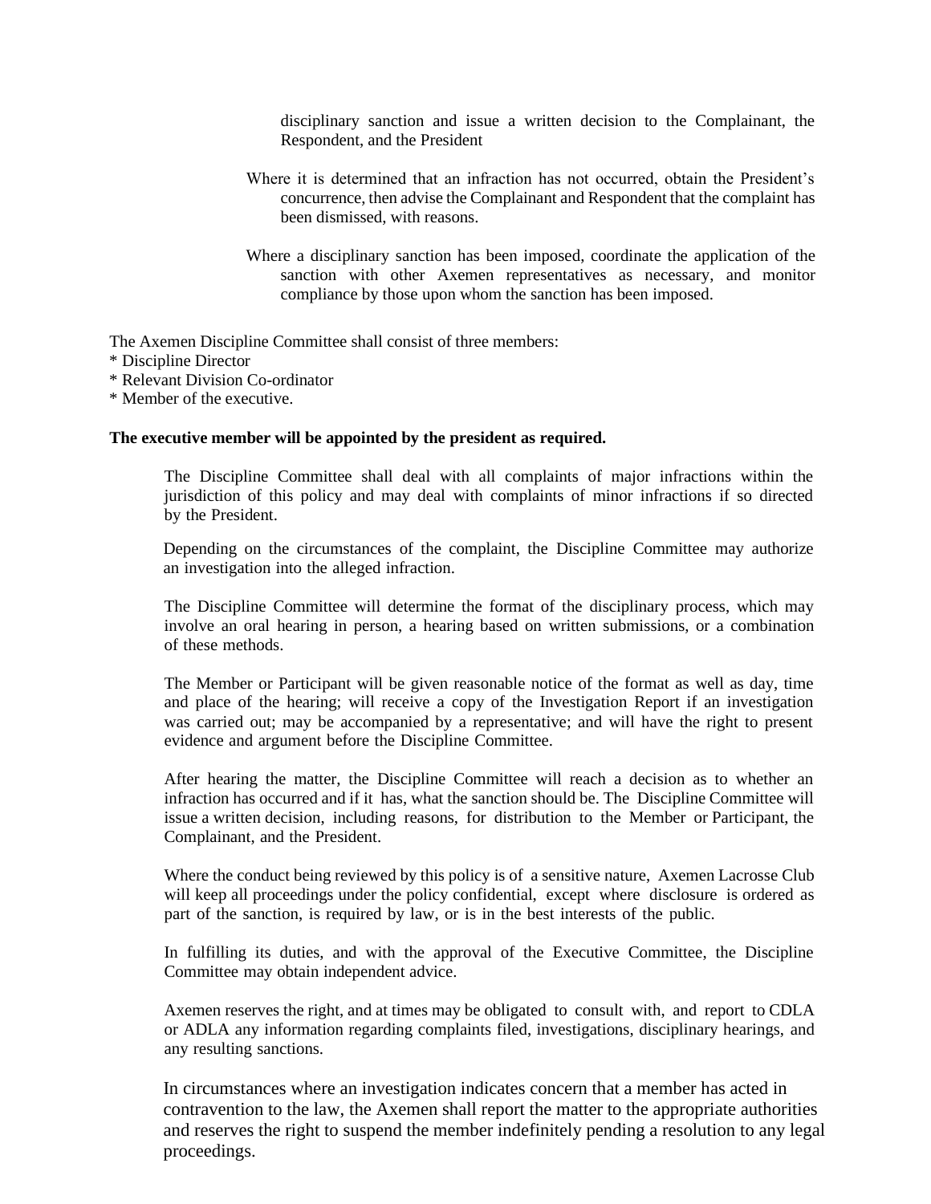disciplinary sanction and issue a written decision to the Complainant, the Respondent, and the President

Where it is determined that an infraction has not occurred, obtain the President's concurrence, then advise the Complainant and Respondent that the complaint has been dismissed, with reasons.

Where a disciplinary sanction has been imposed, coordinate the application of the sanction with other Axemen representatives as necessary, and monitor compliance by those upon whom the sanction has been imposed.

The Axemen Discipline Committee shall consist of three members:
* Discipline Director
* Relevant Division Co-ordinator
* Member of the executive.

**The executive member will be appointed by the president as required.**

The Discipline Committee shall deal with all complaints of major infractions within the jurisdiction of this policy and may deal with complaints of minor infractions if so directed by the President.

Depending on the circumstances of the complaint, the Discipline Committee may authorize an investigation into the alleged infraction.

The Discipline Committee will determine the format of the disciplinary process, which may involve an oral hearing in person, a hearing based on written submissions, or a combination of these methods.

The Member or Participant will be given reasonable notice of the format as well as day, time and place of the hearing; will receive a copy of the Investigation Report if an investigation was carried out; may be accompanied by a representative; and will have the right to present evidence and argument before the Discipline Committee.

After hearing the matter, the Discipline Committee will reach a decision as to whether an infraction has occurred and if it has, what the sanction should be. The Discipline Committee will issue a written decision, including reasons, for distribution to the Member or Participant, the Complainant, and the President.

Where the conduct being reviewed by this policy is of a sensitive nature, Axemen Lacrosse Club will keep all proceedings under the policy confidential, except where disclosure is ordered as part of the sanction, is required by law, or is in the best interests of the public.

In fulfilling its duties, and with the approval of the Executive Committee, the Discipline Committee may obtain independent advice.

Axemen reserves the right, and at times may be obligated to consult with, and report to CDLA or ADLA any information regarding complaints filed, investigations, disciplinary hearings, and any resulting sanctions.

In circumstances where an investigation indicates concern that a member has acted in contravention to the law, the Axemen shall report the matter to the appropriate authorities and reserves the right to suspend the member indefinitely pending a resolution to any legal proceedings.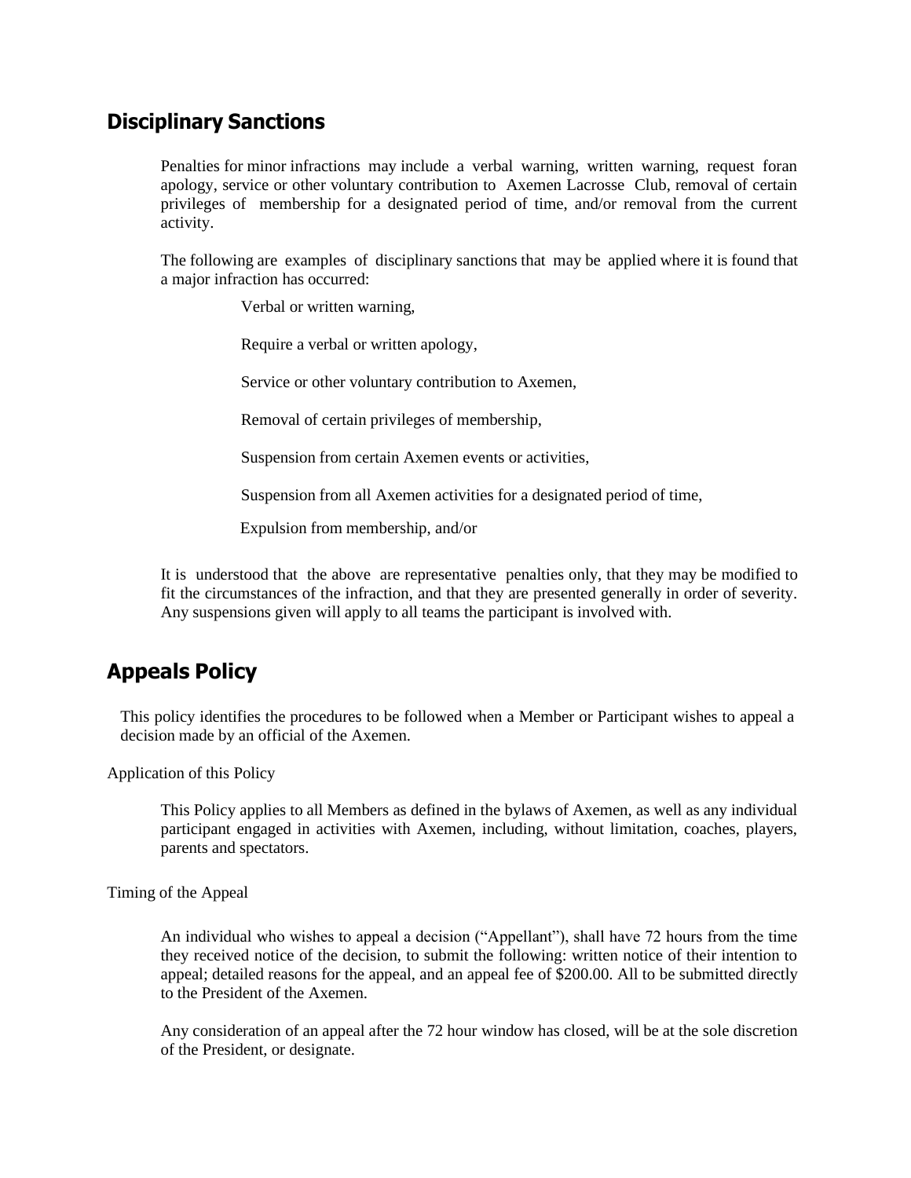## Disciplinary Sanctions

Penalties for minor infractions may include a verbal warning, written warning, request foran apology, service or other voluntary contribution to Axemen Lacrosse Club, removal of certain privileges of membership for a designated period of time, and/or removal from the current activity.

The following are examples of disciplinary sanctions that may be applied where it is found that a major infraction has occurred:

- Verbal or written warning,
- Require a verbal or written apology,
- Service or other voluntary contribution to Axemen,
- Removal of certain privileges of membership,
- Suspension from certain Axemen events or activities,
- Suspension from all Axemen activities for a designated period of time,
- Expulsion from membership, and/or

It is understood that the above are representative penalties only, that they may be modified to fit the circumstances of the infraction, and that they are presented generally in order of severity. Any suspensions given will apply to all teams the participant is involved with.

## Appeals Policy

This policy identifies the procedures to be followed when a Member or Participant wishes to appeal a decision made by an official of the Axemen.

Application of this Policy

This Policy applies to all Members as defined in the bylaws of Axemen, as well as any individual participant engaged in activities with Axemen, including, without limitation, coaches, players, parents and spectators.

Timing of the Appeal

An individual who wishes to appeal a decision ("Appellant"), shall have 72 hours from the time they received notice of the decision, to submit the following: written notice of their intention to appeal; detailed reasons for the appeal, and an appeal fee of $200.00. All to be submitted directly to the President of the Axemen.

Any consideration of an appeal after the 72 hour window has closed, will be at the sole discretion of the President, or designate.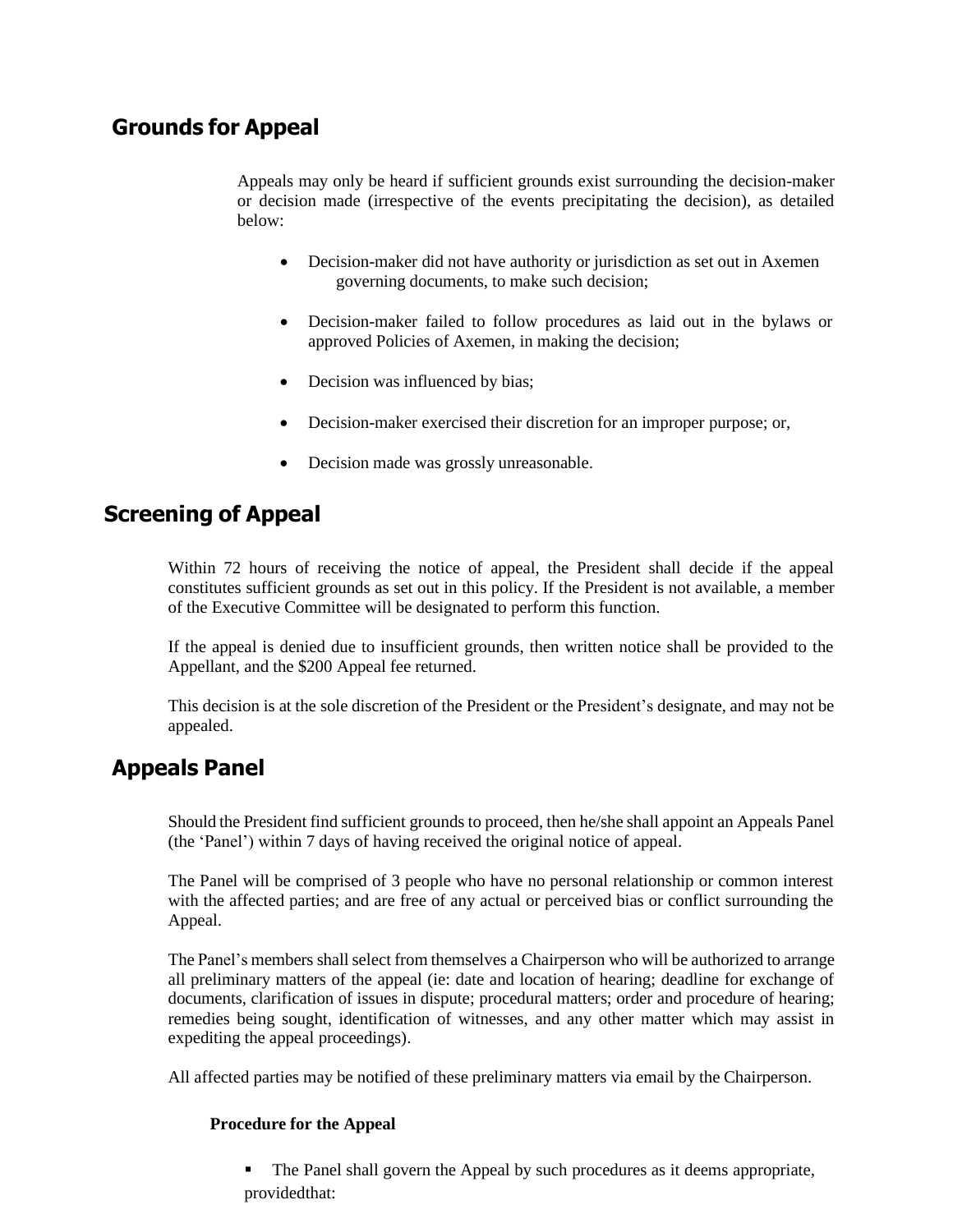## Grounds for Appeal

Appeals may only be heard if sufficient grounds exist surrounding the decision-maker or decision made (irrespective of the events precipitating the decision), as detailed below:

- Decision-maker did not have authority or jurisdiction as set out in Axemen governing documents, to make such decision;
- Decision-maker failed to follow procedures as laid out in the bylaws or approved Policies of Axemen, in making the decision;
- Decision was influenced by bias;
- Decision-maker exercised their discretion for an improper purpose; or,
- Decision made was grossly unreasonable.

## Screening of Appeal

Within 72 hours of receiving the notice of appeal, the President shall decide if the appeal constitutes sufficient grounds as set out in this policy. If the President is not available, a member of the Executive Committee will be designated to perform this function.

If the appeal is denied due to insufficient grounds, then written notice shall be provided to the Appellant, and the $200 Appeal fee returned.

This decision is at the sole discretion of the President or the President's designate, and may not be appealed.

## Appeals Panel

Should the President find sufficient grounds to proceed, then he/she shall appoint an Appeals Panel (the 'Panel') within 7 days of having received the original notice of appeal.

The Panel will be comprised of 3 people who have no personal relationship or common interest with the affected parties; and are free of any actual or perceived bias or conflict surrounding the Appeal.

The Panel's members shall select from themselves a Chairperson who will be authorized to arrange all preliminary matters of the appeal (ie: date and location of hearing; deadline for exchange of documents, clarification of issues in dispute; procedural matters; order and procedure of hearing; remedies being sought, identification of witnesses, and any other matter which may assist in expediting the appeal proceedings).

All affected parties may be notified of these preliminary matters via email by the Chairperson.

### Procedure for the Appeal

- The Panel shall govern the Appeal by such procedures as it deems appropriate, providedthat: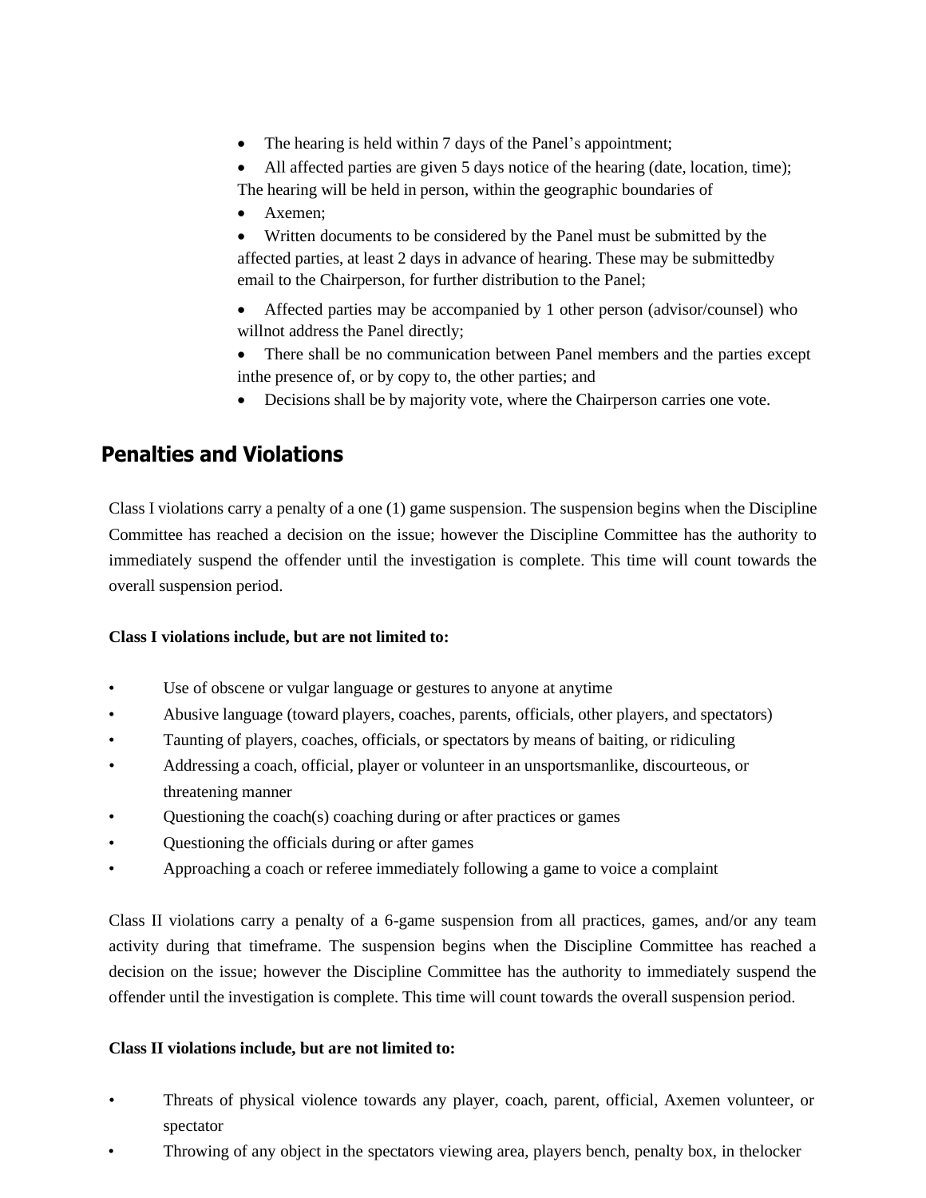- The hearing is held within 7 days of the Panel's appointment;
- All affected parties are given 5 days notice of the hearing (date, location, time); The hearing will be held in person, within the geographic boundaries of
- Axemen;
- Written documents to be considered by the Panel must be submitted by the affected parties, at least 2 days in advance of hearing. These may be submittedby email to the Chairperson, for further distribution to the Panel;
- Affected parties may be accompanied by 1 other person (advisor/counsel) who willnot address the Panel directly;
- There shall be no communication between Panel members and the parties except inthe presence of, or by copy to, the other parties; and
- Decisions shall be by majority vote, where the Chairperson carries one vote.

## Penalties and Violations

Class I violations carry a penalty of a one (1) game suspension. The suspension begins when the Discipline Committee has reached a decision on the issue; however the Discipline Committee has the authority to immediately suspend the offender until the investigation is complete. This time will count towards the overall suspension period.

**Class I violations include, but are not limited to:**

- Use of obscene or vulgar language or gestures to anyone at anytime
- Abusive language (toward players, coaches, parents, officials, other players, and spectators)
- Taunting of players, coaches, officials, or spectators by means of baiting, or ridiculing
- Addressing a coach, official, player or volunteer in an unsportsmanlike, discourteous, or threatening manner
- Questioning the coach(s) coaching during or after practices or games
- Questioning the officials during or after games
- Approaching a coach or referee immediately following a game to voice a complaint

Class II violations carry a penalty of a 6-game suspension from all practices, games, and/or any team activity during that timeframe. The suspension begins when the Discipline Committee has reached a decision on the issue; however the Discipline Committee has the authority to immediately suspend the offender until the investigation is complete. This time will count towards the overall suspension period.

**Class II violations include, but are not limited to:**

- Threats of physical violence towards any player, coach, parent, official, Axemen volunteer, or spectator
- Throwing of any object in the spectators viewing area, players bench, penalty box, in thelocker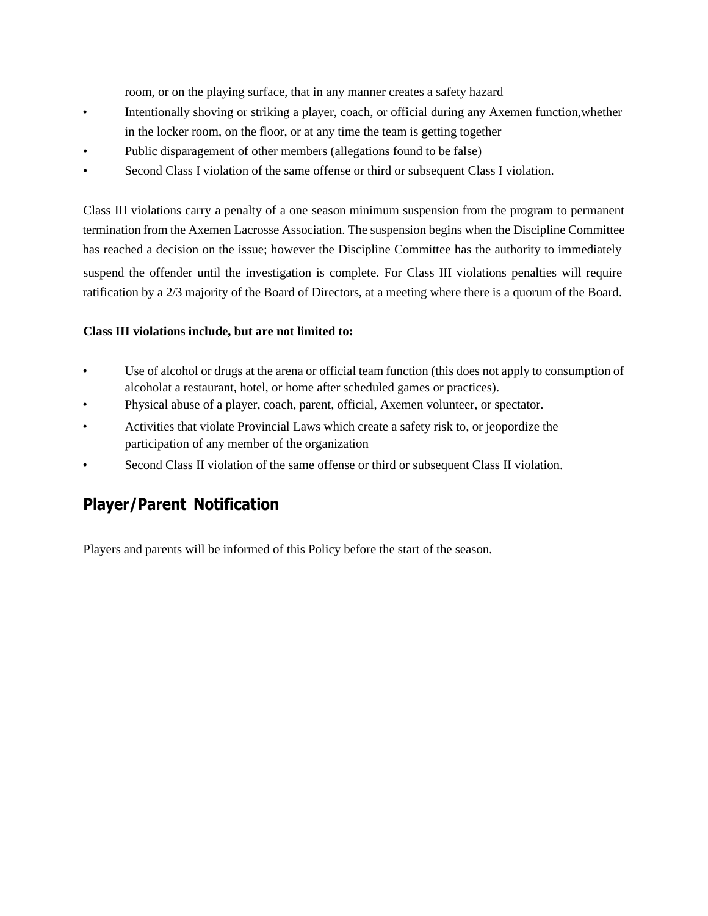room, or on the playing surface, that in any manner creates a safety hazard

- Intentionally shoving or striking a player, coach, or official during any Axemen function,whether in the locker room, on the floor, or at any time the team is getting together
- Public disparagement of other members (allegations found to be false)
- Second Class I violation of the same offense or third or subsequent Class I violation.

Class III violations carry a penalty of a one season minimum suspension from the program to permanent termination from the Axemen Lacrosse Association. The suspension begins when the Discipline Committee has reached a decision on the issue; however the Discipline Committee has the authority to immediately suspend the offender until the investigation is complete. For Class III violations penalties will require ratification by a 2/3 majority of the Board of Directors, at a meeting where there is a quorum of the Board.

**Class III violations include, but are not limited to:**

- Use of alcohol or drugs at the arena or official team function (this does not apply to consumption of alcoholat a restaurant, hotel, or home after scheduled games or practices).
- Physical abuse of a player, coach, parent, official, Axemen volunteer, or spectator.
- Activities that violate Provincial Laws which create a safety risk to, or jeopordize the participation of any member of the organization
- Second Class II violation of the same offense or third or subsequent Class II violation.

## Player/Parent Notification

Players and parents will be informed of this Policy before the start of the season.